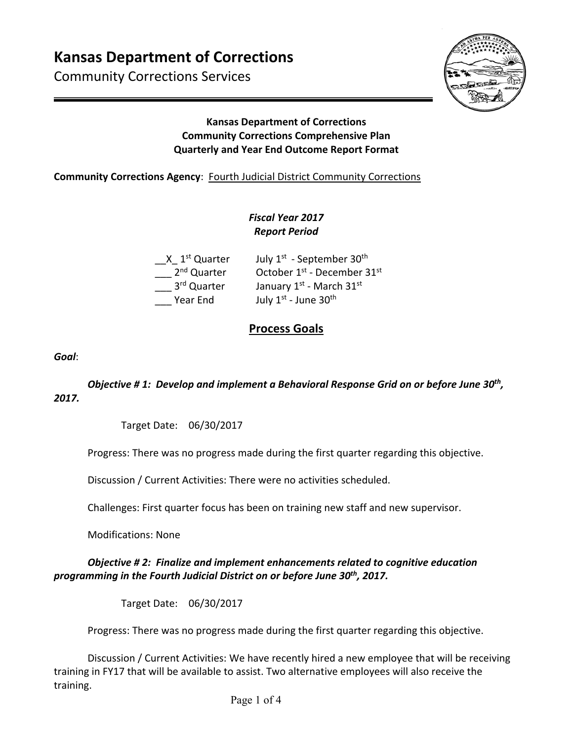# Kansas Department of Corrections

Community Corrections Services

**Kansas Department of Corrections**
**Community Corrections Comprehensive Plan**
**Quarterly and Year End Outcome Report Format**

**Community Corrections Agency**: Fourth Judicial District Community Corrections

***Fiscal Year 2017***
***Report Period***

__X_ 1st Quarter  July 1st - September 30th
___ 2nd Quarter  October 1st - December 31st
___ 3rd Quarter  January 1st - March 31st
___ Year End  July 1st - June 30th

## Process Goals

***Goal***:

***Objective # 1: Develop and implement a Behavioral Response Grid on or before June 30th, 2017.***

Target Date: 06/30/2017

Progress: There was no progress made during the first quarter regarding this objective.

Discussion / Current Activities: There were no activities scheduled.

Challenges: First quarter focus has been on training new staff and new supervisor.

Modifications: None

***Objective # 2: Finalize and implement enhancements related to cognitive education programming in the Fourth Judicial District on or before June 30th, 2017.***

Target Date: 06/30/2017

Progress: There was no progress made during the first quarter regarding this objective.

Discussion / Current Activities: We have recently hired a new employee that will be receiving training in FY17 that will be available to assist. Two alternative employees will also receive the training.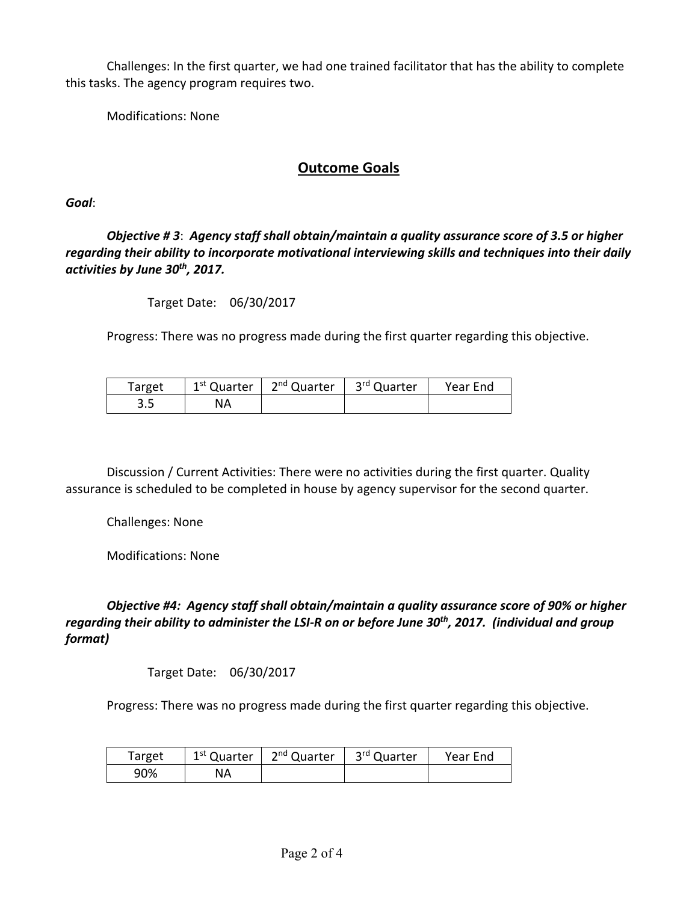Challenges: In the first quarter, we had one trained facilitator that has the ability to complete this tasks. The agency program requires two.

Modifications: None

## Outcome Goals

***Goal***:

***Objective # 3**: **Agency staff shall obtain/maintain a quality assurance score of 3.5 or higher regarding their ability to incorporate motivational interviewing skills and techniques into their daily activities by June 30th, 2017.***

Target Date: 06/30/2017

Progress: There was no progress made during the first quarter regarding this objective.

| Target | 1st Quarter | 2nd Quarter | 3rd Quarter | Year End |
|---|---|---|---|---|
| 3.5 | NA | | | |

Discussion / Current Activities: There were no activities during the first quarter. Quality assurance is scheduled to be completed in house by agency supervisor for the second quarter.

Challenges: None

Modifications: None

***Objective #4: Agency staff shall obtain/maintain a quality assurance score of 90% or higher regarding their ability to administer the LSI-R on or before June 30th, 2017. (individual and group format)***

Target Date: 06/30/2017

Progress: There was no progress made during the first quarter regarding this objective.

| Target | 1st Quarter | 2nd Quarter | 3rd Quarter | Year End |
|---|---|---|---|---|
| 90% | NA | | | |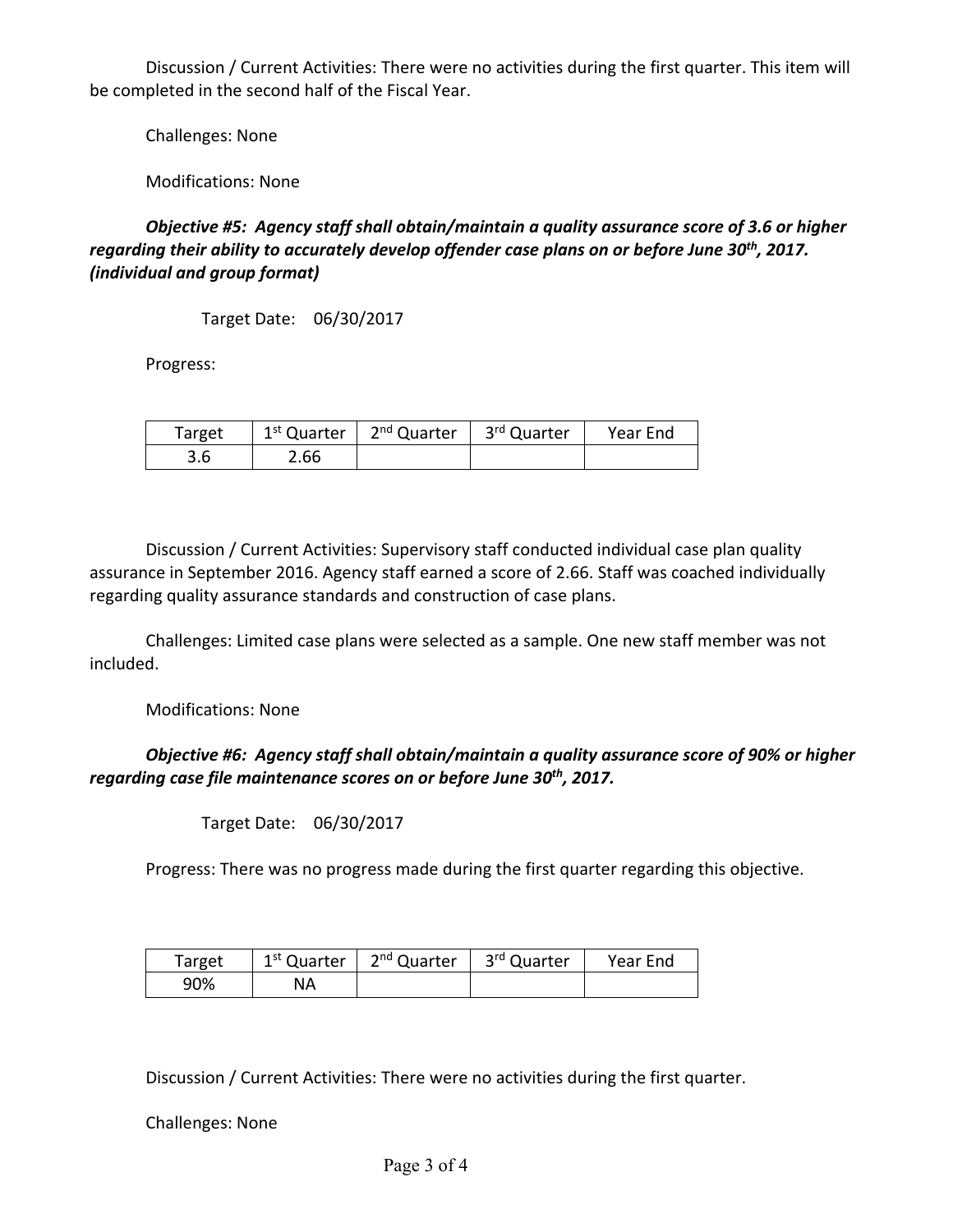Discussion / Current Activities: There were no activities during the first quarter. This item will be completed in the second half of the Fiscal Year.

Challenges: None

Modifications: None

***Objective #5: Agency staff shall obtain/maintain a quality assurance score of 3.6 or higher regarding their ability to accurately develop offender case plans on or before June 30th, 2017. (individual and group format)***

Target Date: 06/30/2017

Progress:

| Target | 1st Quarter | 2nd Quarter | 3rd Quarter | Year End |
|---|---|---|---|---|
| 3.6 | 2.66 | | | |

Discussion / Current Activities: Supervisory staff conducted individual case plan quality assurance in September 2016. Agency staff earned a score of 2.66. Staff was coached individually regarding quality assurance standards and construction of case plans.

Challenges: Limited case plans were selected as a sample. One new staff member was not included.

Modifications: None

***Objective #6: Agency staff shall obtain/maintain a quality assurance score of 90% or higher regarding case file maintenance scores on or before June 30th, 2017.***

Target Date: 06/30/2017

Progress: There was no progress made during the first quarter regarding this objective.

| Target | 1st Quarter | 2nd Quarter | 3rd Quarter | Year End |
|---|---|---|---|---|
| 90% | NA | | | |

Discussion / Current Activities: There were no activities during the first quarter.

Challenges: None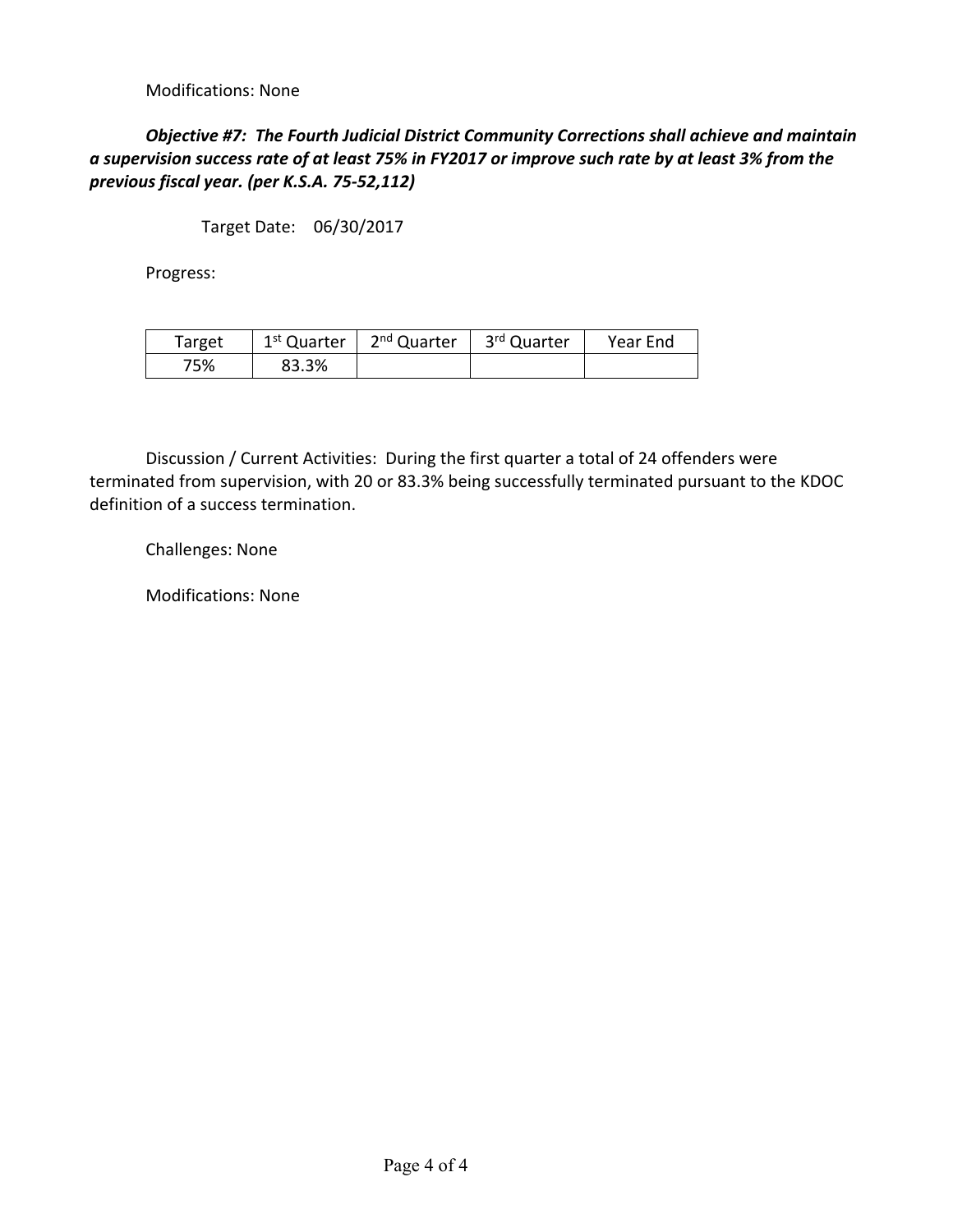Modifications: None

***Objective #7: The Fourth Judicial District Community Corrections shall achieve and maintain a supervision success rate of at least 75% in FY2017 or improve such rate by at least 3% from the previous fiscal year. (per K.S.A. 75-52,112)***

Target Date: 06/30/2017

Progress:

| Target | 1st Quarter | 2nd Quarter | 3rd Quarter | Year End |
|---|---|---|---|---|
| 75% | 83.3% | | | |

Discussion / Current Activities: During the first quarter a total of 24 offenders were terminated from supervision, with 20 or 83.3% being successfully terminated pursuant to the KDOC definition of a success termination.

Challenges: None

Modifications: None